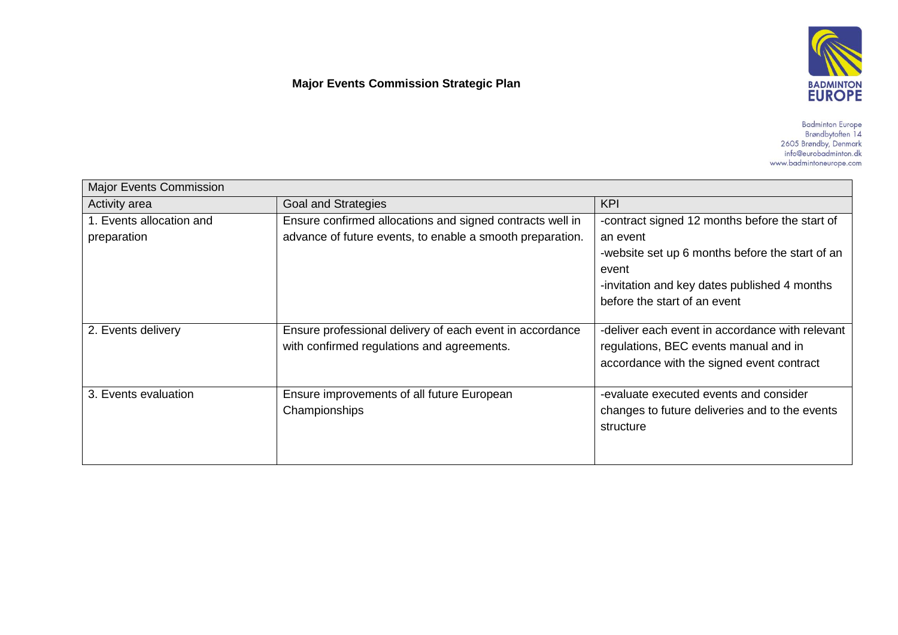# Major Events Commission Strategic Plan

Badminton Europe
Brøndbytoften 14
2605 Brøndby, Denmark
info@eurobadminton.dk
www.badmintoneurope.com

| Major Events Commission | | |
|---|---|---|
| Activity area | Goal and Strategies | KPI |
| 1. Events allocation and preparation | Ensure confirmed allocations and signed contracts well in advance of future events, to enable a smooth preparation. | -contract signed 12 months before the start of an event<br>-website set up 6 months before the start of an event<br>-invitation and key dates published 4 months before the start of an event |
| 2. Events delivery | Ensure professional delivery of each event in accordance with confirmed regulations and agreements. | -deliver each event in accordance with relevant regulations, BEC events manual and in accordance with the signed event contract |
| 3. Events evaluation | Ensure improvements of all future European Championships | -evaluate executed events and consider changes to future deliveries and to the events structure |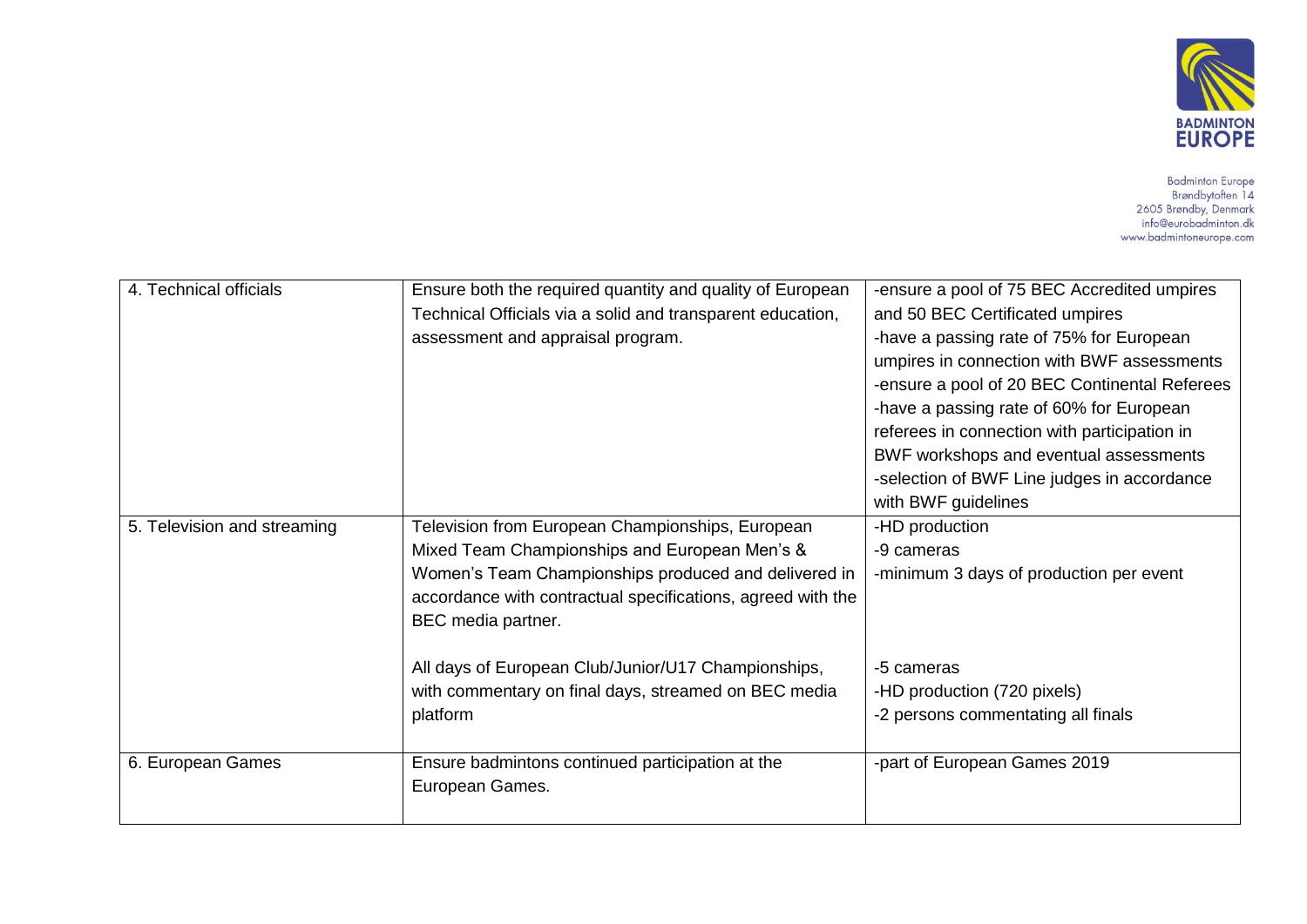Badminton Europe
Brøndbytoften 14
2605 Brøndby, Denmark
info@eurobadminton.dk
www.badmintoneurope.com

| | | |
|---|---|---|
| 4. Technical officials | Ensure both the required quantity and quality of European Technical Officials via a solid and transparent education, assessment and appraisal program. | -ensure a pool of 75 BEC Accredited umpires and 50 BEC Certificated umpires<br>-have a passing rate of 75% for European umpires in connection with BWF assessments<br>-ensure a pool of 20 BEC Continental Referees<br>-have a passing rate of 60% for European referees in connection with participation in BWF workshops and eventual assessments<br>-selection of BWF Line judges in accordance with BWF guidelines |
| 5. Television and streaming | Television from European Championships, European Mixed Team Championships and European Men's & Women's Team Championships produced and delivered in accordance with contractual specifications, agreed with the BEC media partner.<br><br>All days of European Club/Junior/U17 Championships, with commentary on final days, streamed on BEC media platform | -HD production<br>-9 cameras<br>-minimum 3 days of production per event<br><br>-5 cameras<br>-HD production (720 pixels)<br>-2 persons commentating all finals |
| 6. European Games | Ensure badmintons continued participation at the European Games. | -part of European Games 2019 |